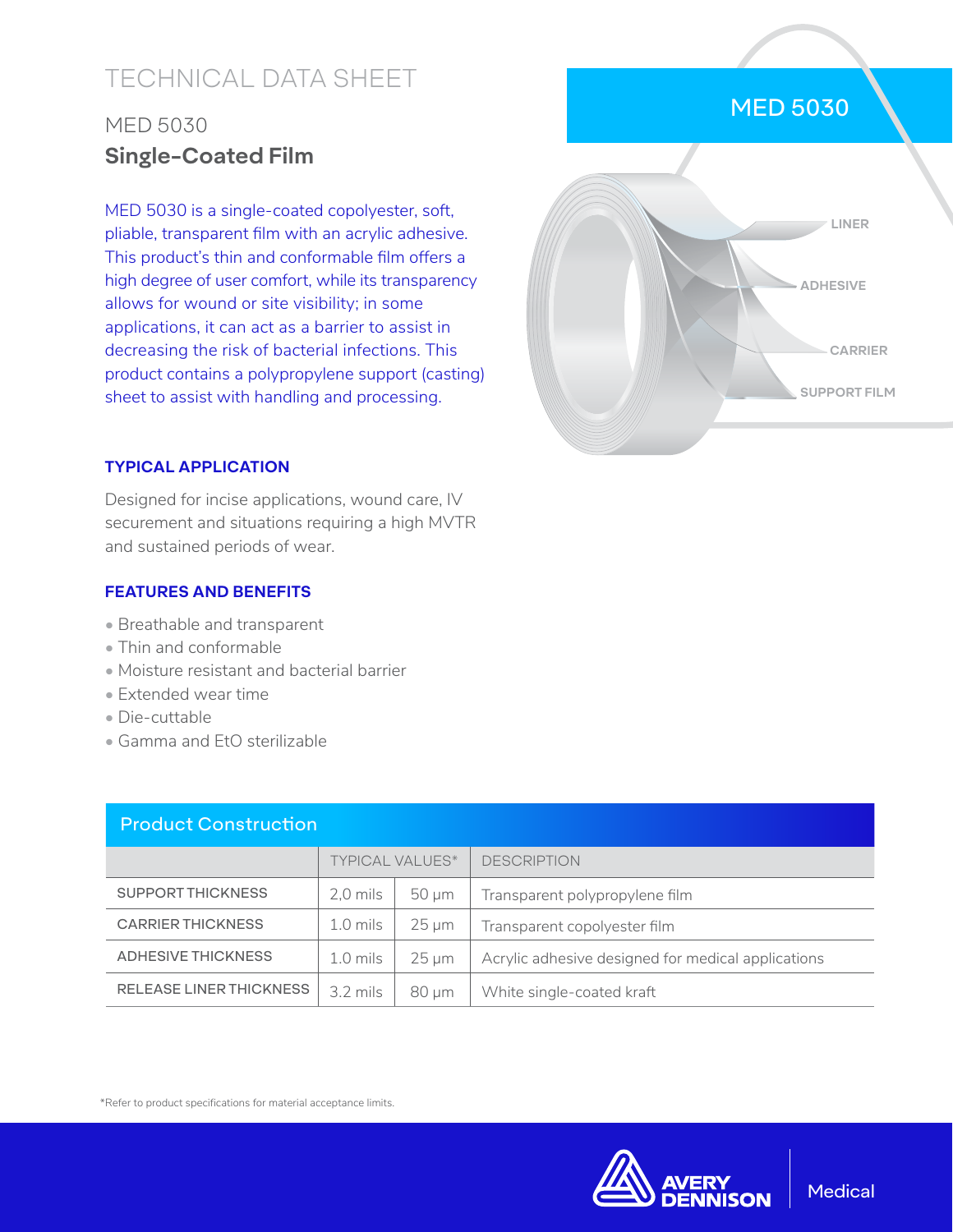# TECHNICAL DATA SHEET

## MED 5030

## Single-Coated Film

MED 5030 is a single-coated copolyester, soft, pliable, transparent film with an acrylic adhesive. This product's thin and conformable film offers a high degree of user comfort, while its transparency allows for wound or site visibility; in some applications, it can act as a barrier to assist in decreasing the risk of bacterial infections. This product contains a polypropylene support (casting) sheet to assist with handling and processing.

MED 5030

LINER

ADHESIVE

CARRIER

SUPPORT FILM

### TYPICAL APPLICATION

Designed for incise applications, wound care, IV securement and situations requiring a high MVTR and sustained periods of wear.

### FEATURES AND BENEFITS

- Breathable and transparent
- Thin and conformable
- Moisture resistant and bacterial barrier
- Extended wear time
- Die-cuttable
- Gamma and EtO sterilizable

### Product Construction

| | TYPICAL VALUES* | | DESCRIPTION |
|---|---|---|---|
| SUPPORT THICKNESS | 2,0 mils | 50 µm | Transparent polypropylene film |
| CARRIER THICKNESS | 1.0 mils | 25 µm | Transparent copolyester film |
| ADHESIVE THICKNESS | 1.0 mils | 25 µm | Acrylic adhesive designed for medical applications |
| RELEASE LINER THICKNESS | 3.2 mils | 80 µm | White single-coated kraft |

*Refer to product specifications for material acceptance limits.

AVERY DENNISON | Medical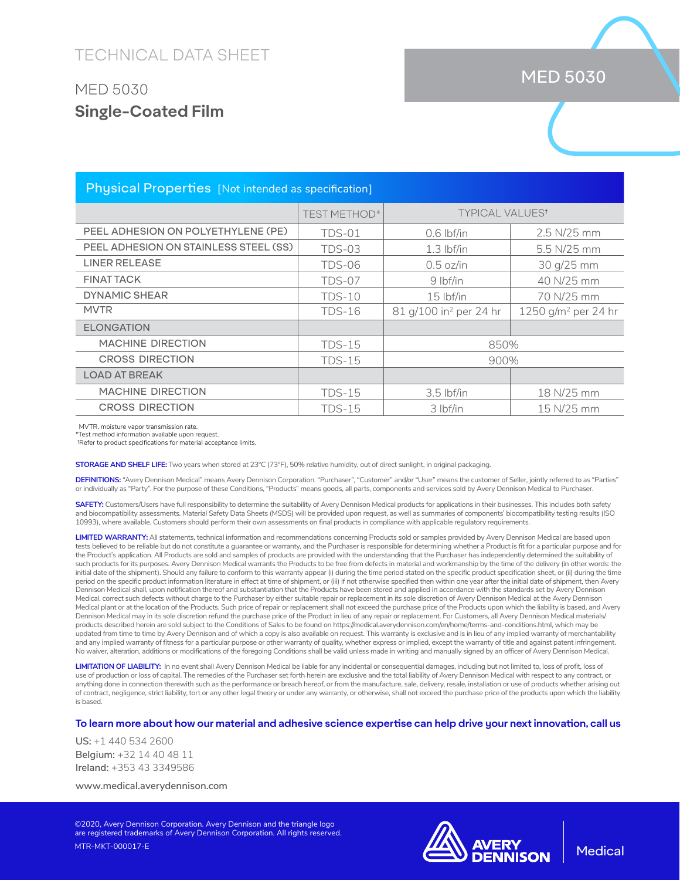# TECHNICAL DATA SHEET

## MED 5030

## Single-Coated Film

MED 5030

### Physical Properties [Not intended as specification]

| | TEST METHOD* | TYPICAL VALUES† | |
|---|---|---|---|
| PEEL ADHESION ON POLYETHYLENE (PE) | TDS-01 | 0.6 lbf/in | 2.5 N/25 mm |
| PEEL ADHESION ON STAINLESS STEEL (SS) | TDS-03 | 1.3 lbf/in | 5.5 N/25 mm |
| LINER RELEASE | TDS-06 | 0.5 oz/in | 30 g/25 mm |
| FINAT TACK | TDS-07 | 9 lbf/in | 40 N/25 mm |
| DYNAMIC SHEAR | TDS-10 | 15 lbf/in | 70 N/25 mm |
| MVTR | TDS-16 | 81 g/100 in² per 24 hr | 1250 g/m² per 24 hr |
| ELONGATION | | | |
| MACHINE DIRECTION | TDS-15 | 850% | |
| CROSS DIRECTION | TDS-15 | 900% | |
| LOAD AT BREAK | | | |
| MACHINE DIRECTION | TDS-15 | 3.5 lbf/in | 18 N/25 mm |
| CROSS DIRECTION | TDS-15 | 3 lbf/in | 15 N/25 mm |

MVTR, moisture vapor transmission rate.
*Test method information available upon request.
†Refer to product specifications for material acceptance limits.

**STORAGE AND SHELF LIFE:** Two years when stored at 23°C (73°F), 50% relative humidity, out of direct sunlight, in original packaging.

**DEFINITIONS:** "Avery Dennison Medical" means Avery Dennison Corporation. "Purchaser", "Customer" and/or "User" means the customer of Seller, jointly referred to as "Parties" or individually as "Party". For the purpose of these Conditions, "Products" means goods, all parts, components and services sold by Avery Dennison Medical to Purchaser.

**SAFETY:** Customers/Users have full responsibility to determine the suitability of Avery Dennison Medical products for applications in their businesses. This includes both safety and biocompatibility assessments. Material Safety Data Sheets (MSDS) will be provided upon request, as well as summaries of components' biocompatibility testing results (ISO 10993), where available. Customers should perform their own assessments on final products in compliance with applicable regulatory requirements.

**LIMITED WARRANTY:** All statements, technical information and recommendations concerning Products sold or samples provided by Avery Dennison Medical are based upon tests believed to be reliable but do not constitute a guarantee or warranty, and the Purchaser is responsible for determining whether a Product is fit for a particular purpose and for the Product's application. All Products are sold and samples of products are provided with the understanding that the Purchaser has independently determined the suitability of such products for its purposes. Avery Dennison Medical warrants the Products to be free from defects in material and workmanship by the time of the delivery (in other words: the initial date of the shipment). Should any failure to conform to this warranty appear (i) during the time period stated on the specific product specification sheet, or (ii) during the time period on the specific product information literature in effect at time of shipment, or (iii) if not otherwise specified then within one year after the initial date of shipment, then Avery Dennison Medical shall, upon notification thereof and substantiation that the Products have been stored and applied in accordance with the standards set by Avery Dennison Medical, correct such defects without charge to the Purchaser by either suitable repair or replacement in its sole discretion of Avery Dennison Medical at the Avery Dennison Medical plant or at the location of the Products. Such price of repair or replacement shall not exceed the purchase price of the Products upon which the liability is based, and Avery Dennison Medical may in its sole discretion refund the purchase price of the Product in lieu of any repair or replacement. For Customers, all Avery Dennison Medical materials/products described herein are sold subject to the Conditions of Sales to be found on https://medical.averydennison.com/en/home/terms-and-conditions.html, which may be updated from time to time by Avery Dennison and of which a copy is also available on request. This warranty is exclusive and is in lieu of any implied warranty of merchantability and any implied warranty of fitness for a particular purpose or other warranty of quality, whether express or implied, except the warranty of title and against patent infringement. No waiver, alteration, additions or modifications of the foregoing Conditions shall be valid unless made in writing and manually signed by an officer of Avery Dennison Medical.

**LIMITATION OF LIABILITY:** In no event shall Avery Dennison Medical be liable for any incidental or consequential damages, including but not limited to, loss of profit, loss of use of production or loss of capital. The remedies of the Purchaser set forth herein are exclusive and the total liability of Avery Dennison Medical with respect to any contract, or anything done in connection therewith such as the performance or breach hereof, or from the manufacture, sale, delivery, resale, installation or use of products whether arising out of contract, negligence, strict liability, tort or any other legal theory or under any warranty, or otherwise, shall not exceed the purchase price of the products upon which the liability is based.

**To learn more about how our material and adhesive science expertise can help drive your next innovation, call us**

US: +1 440 534 2600
Belgium: +32 14 40 48 11
Ireland: +353 43 3349586

www.medical.averydennison.com

©2020, Avery Dennison Corporation. Avery Dennison and the triangle logo are registered trademarks of Avery Dennison Corporation. All rights reserved.

MTR-MKT-000017-E

AVERY DENNISON Medical